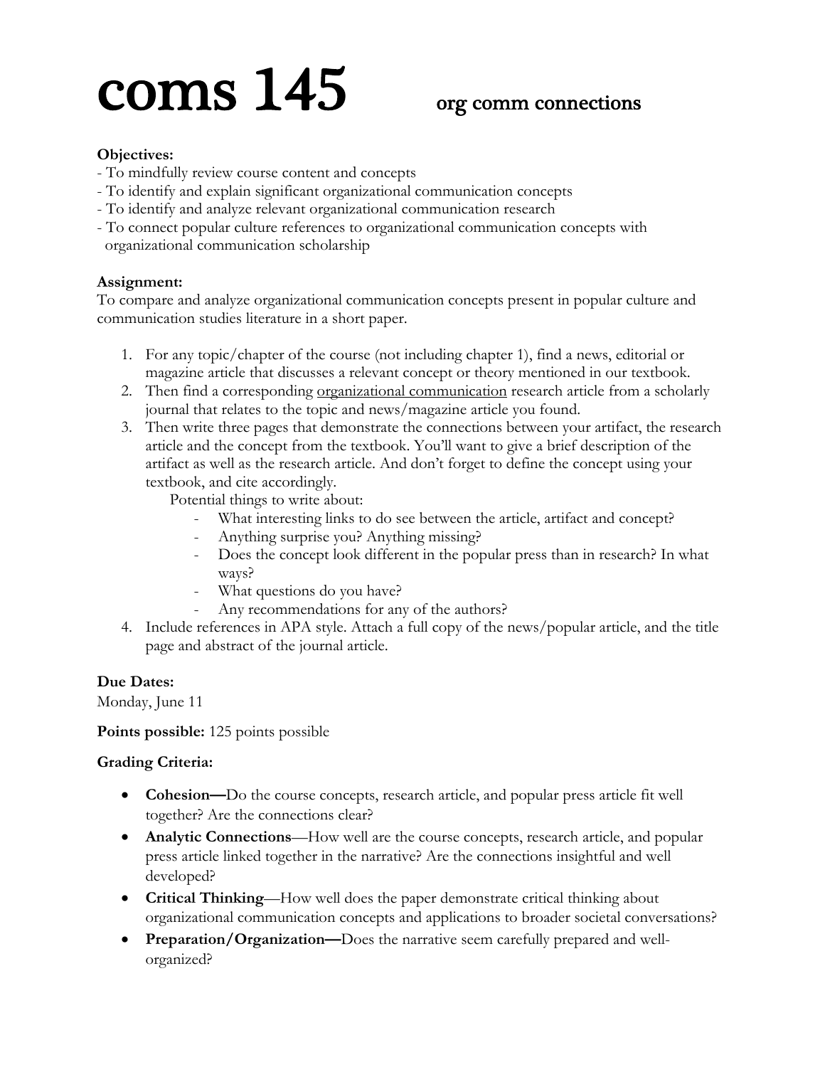# coms 145 org comm connections

**Objectives:**

- To mindfully review course content and concepts
- To identify and explain significant organizational communication concepts
- To identify and analyze relevant organizational communication research
- To connect popular culture references to organizational communication concepts with organizational communication scholarship

**Assignment:**

To compare and analyze organizational communication concepts present in popular culture and communication studies literature in a short paper.

1. For any topic/chapter of the course (not including chapter 1), find a news, editorial or magazine article that discusses a relevant concept or theory mentioned in our textbook.
2. Then find a corresponding <u>organizational communication</u> research article from a scholarly journal that relates to the topic and news/magazine article you found.
3. Then write three pages that demonstrate the connections between your artifact, the research article and the concept from the textbook. You'll want to give a brief description of the artifact as well as the research article. And don't forget to define the concept using your textbook, and cite accordingly.

   Potential things to write about:
   - What interesting links to do see between the article, artifact and concept?
   - Anything surprise you? Anything missing?
   - Does the concept look different in the popular press than in research? In what ways?
   - What questions do you have?
   - Any recommendations for any of the authors?
4. Include references in APA style. Attach a full copy of the news/popular article, and the title page and abstract of the journal article.

**Due Dates:**

Monday, June 11

**Points possible:** 125 points possible

**Grading Criteria:**

- **Cohesion—**Do the course concepts, research article, and popular press article fit well together? Are the connections clear?
- **Analytic Connections**—How well are the course concepts, research article, and popular press article linked together in the narrative? Are the connections insightful and well developed?
- **Critical Thinking**—How well does the paper demonstrate critical thinking about organizational communication concepts and applications to broader societal conversations?
- **Preparation/Organization—**Does the narrative seem carefully prepared and well-organized?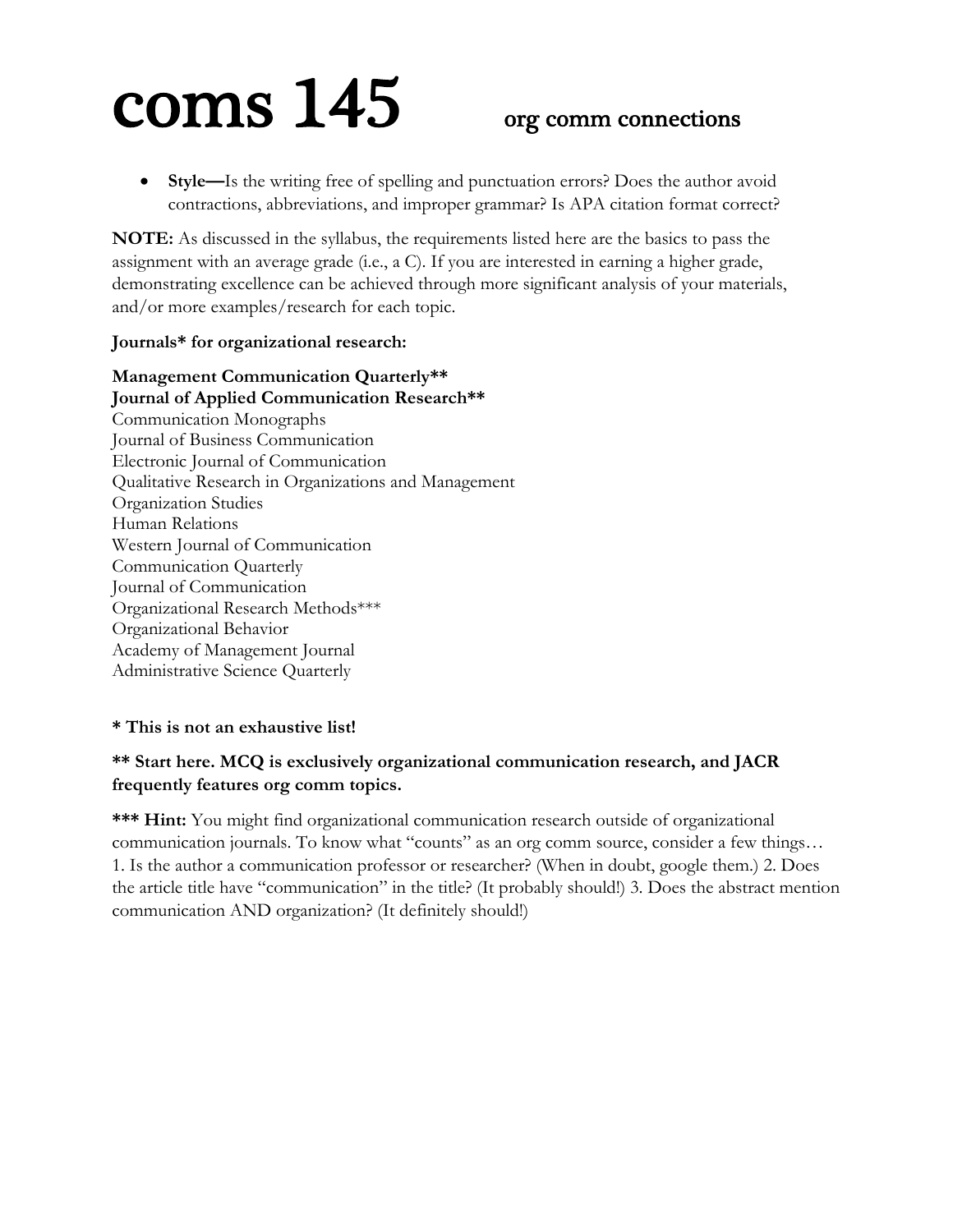- **Style—**Is the writing free of spelling and punctuation errors? Does the author avoid contractions, abbreviations, and improper grammar? Is APA citation format correct?

**NOTE:** As discussed in the syllabus, the requirements listed here are the basics to pass the assignment with an average grade (i.e., a C). If you are interested in earning a higher grade, demonstrating excellence can be achieved through more significant analysis of your materials, and/or more examples/research for each topic.

**Journals* for organizational research:**

**Management Communication Quarterly****
**Journal of Applied Communication Research****
Communication Monographs
Journal of Business Communication
Electronic Journal of Communication
Qualitative Research in Organizations and Management
Organization Studies
Human Relations
Western Journal of Communication
Communication Quarterly
Journal of Communication
Organizational Research Methods***
Organizational Behavior
Academy of Management Journal
Administrative Science Quarterly

**\* This is not an exhaustive list!**

**\*\* Start here. MCQ is exclusively organizational communication research, and JACR frequently features org comm topics.**

**\*\*\* Hint:** You might find organizational communication research outside of organizational communication journals. To know what "counts" as an org comm source, consider a few things… 1. Is the author a communication professor or researcher? (When in doubt, google them.) 2. Does the article title have "communication" in the title? (It probably should!) 3. Does the abstract mention communication AND organization? (It definitely should!)